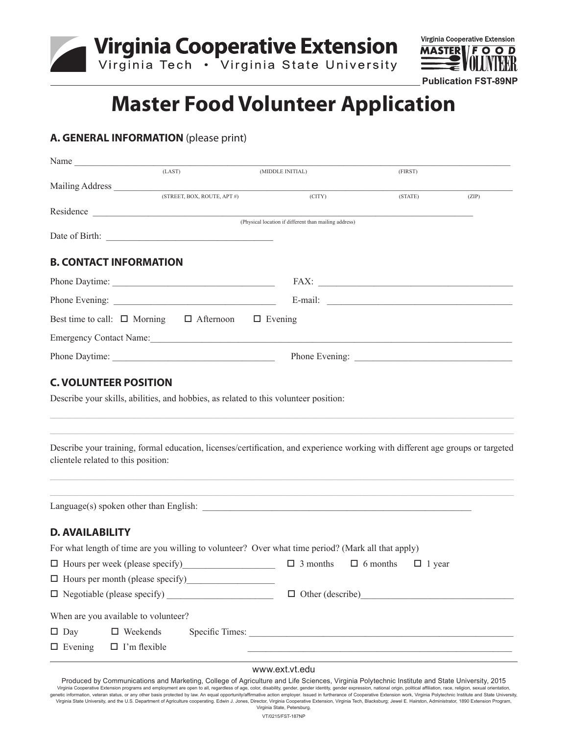Virginia Cooperative Extension
Virginia Tech • Virginia State University

Virginia Cooperative Extension MASTER FOOD VOLUNTEER

Publication FST-89NP

# Master Food Volunteer Application

## A. GENERAL INFORMATION (please print)

Name ______________________________________________________________
(LAST) (MIDDLE INITIAL) (FIRST)

Mailing Address ______________________________________________________
(STREET, BOX, ROUTE, APT #) (CITY) (STATE) (ZIP)

Residence ___________________________________________________________
(Physical location if different than mailing address)

Date of Birth: ______________________________

## B. CONTACT INFORMATION

Phone Daytime: ______________________________ FAX: ______________________________

Phone Evening: ______________________________ E-mail: ______________________________

Best time to call: ☐ Morning ☐ Afternoon ☐ Evening

Emergency Contact Name: ______________________________________________

Phone Daytime: ______________________________ Phone Evening: ______________________________

## C. VOLUNTEER POSITION

Describe your skills, abilities, and hobbies, as related to this volunteer position:

______________________________________________________________

______________________________________________________________

Describe your training, formal education, licenses/certification, and experience working with different age groups or targeted clientele related to this position:

______________________________________________________________

______________________________________________________________

Language(s) spoken other than English: ______________________________________________

## D. AVAILABILITY

For what length of time are you willing to volunteer? Over what time period? (Mark all that apply)

☐ Hours per week (please specify)___________________ ☐ 3 months ☐ 6 months ☐ 1 year

☐ Hours per month (please specify)___________________

☐ Negotiable (please specify) ______________________ ☐ Other (describe)______________________________

When are you available to volunteer?

☐ Day ☐ Weekends Specific Times: ______________________________________________

☐ Evening ☐ I'm flexible ______________________________________________

www.ext.vt.edu

Produced by Communications and Marketing, College of Agriculture and Life Sciences, Virginia Polytechnic Institute and State University, 2015

Virginia Cooperative Extension programs and employment are open to all, regardless of age, color, disability, gender, gender identity, gender expression, national origin, political affiliation, race, religion, sexual orientation, genetic information, veteran status, or any other basis protected by law. An equal opportunity/affirmative action employer. Issued in furtherance of Cooperative Extension work, Virginia Polytechnic Institute and State University, Virginia State University, and the U.S. Department of Agriculture cooperating. Edwin J. Jones, Director, Virginia Cooperative Extension, Virginia Tech, Blacksburg; Jewel E. Hairston, Administrator, 1890 Extension Program, Virginia State, Petersburg.

VT/0215/FST-187NP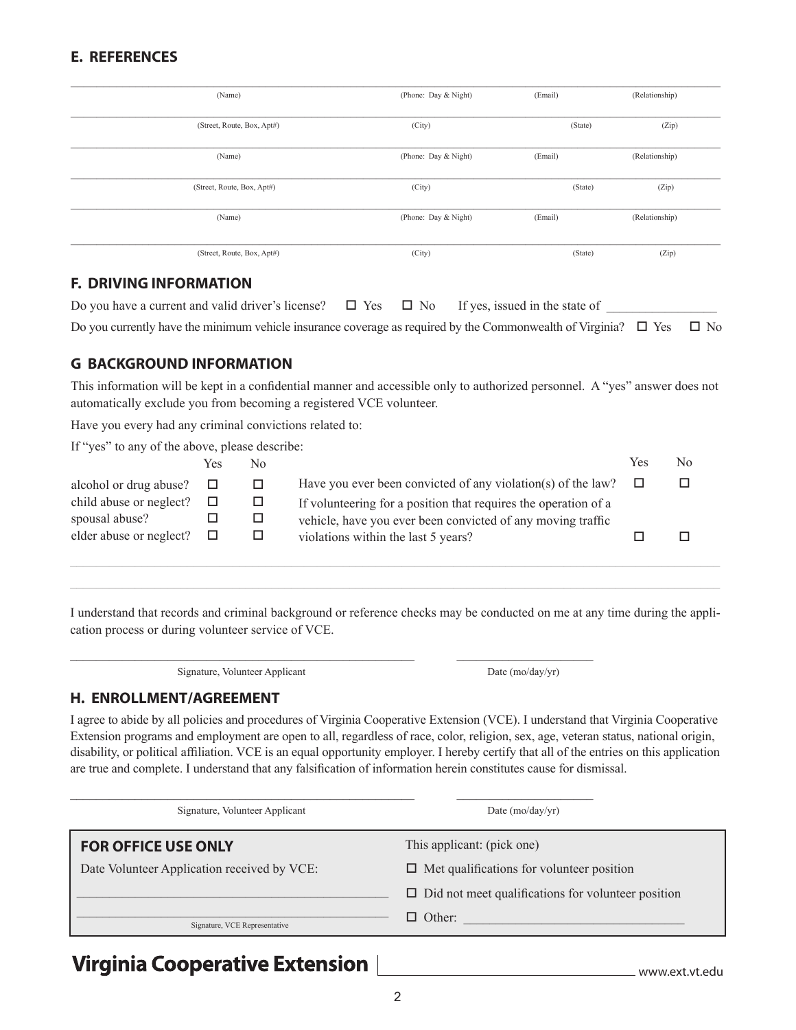## E. REFERENCES

| | | | |
|---|---|---|---|
| (Name) | (Phone: Day & Night) | (Email) | (Relationship) |
| (Street, Route, Box, Apt#) | (City) | (State) | (Zip) |
| (Name) | (Phone: Day & Night) | (Email) | (Relationship) |
| (Street, Route, Box, Apt#) | (City) | (State) | (Zip) |
| (Name) | (Phone: Day & Night) | (Email) | (Relationship) |
| (Street, Route, Box, Apt#) | (City) | (State) | (Zip) |

## F. DRIVING INFORMATION

Do you have a current and valid driver's license? ☐ Yes ☐ No If yes, issued in the state of ________________

Do you currently have the minimum vehicle insurance coverage as required by the Commonwealth of Virginia? ☐ Yes ☐ No

## G BACKGROUND INFORMATION

This information will be kept in a confidential manner and accessible only to authorized personnel. A "yes" answer does not automatically exclude you from becoming a registered VCE volunteer.

Have you every had any criminal convictions related to:

If "yes" to any of the above, please describe:

| | Yes | No |
|---|---|---|
| alcohol or drug abuse? | ☐ | ☐ |
| child abuse or neglect? | ☐ | ☐ |
| spousal abuse? | ☐ | ☐ |
| elder abuse or neglect? | ☐ | ☐ |

| | Yes | No |
|---|---|---|
| Have you ever been convicted of any violation(s) of the law? | ☐ | ☐ |
| If volunteering for a position that requires the operation of a vehicle, have you ever been convicted of any moving traffic violations within the last 5 years? | ☐ | ☐ |

I understand that records and criminal background or reference checks may be conducted on me at any time during the application process or during volunteer service of VCE.

______________________________ Signature, Volunteer Applicant

______________ Date (mo/day/yr)

## H. ENROLLMENT/AGREEMENT

I agree to abide by all policies and procedures of Virginia Cooperative Extension (VCE). I understand that Virginia Cooperative Extension programs and employment are open to all, regardless of race, color, religion, sex, age, veteran status, national origin, disability, or political affiliation. VCE is an equal opportunity employer. I hereby certify that all of the entries on this application are true and complete. I understand that any falsification of information herein constitutes cause for dismissal.

______________________________ Signature, Volunteer Applicant

______________ Date (mo/day/yr)

**FOR OFFICE USE ONLY**

Date Volunteer Application received by VCE:

______________________________

______________________________ Signature, VCE Representative

This applicant: (pick one)

☐ Met qualifications for volunteer position

☐ Did not meet qualifications for volunteer position

☐ Other: ______________________________

**Virginia Cooperative Extension** www.ext.vt.edu